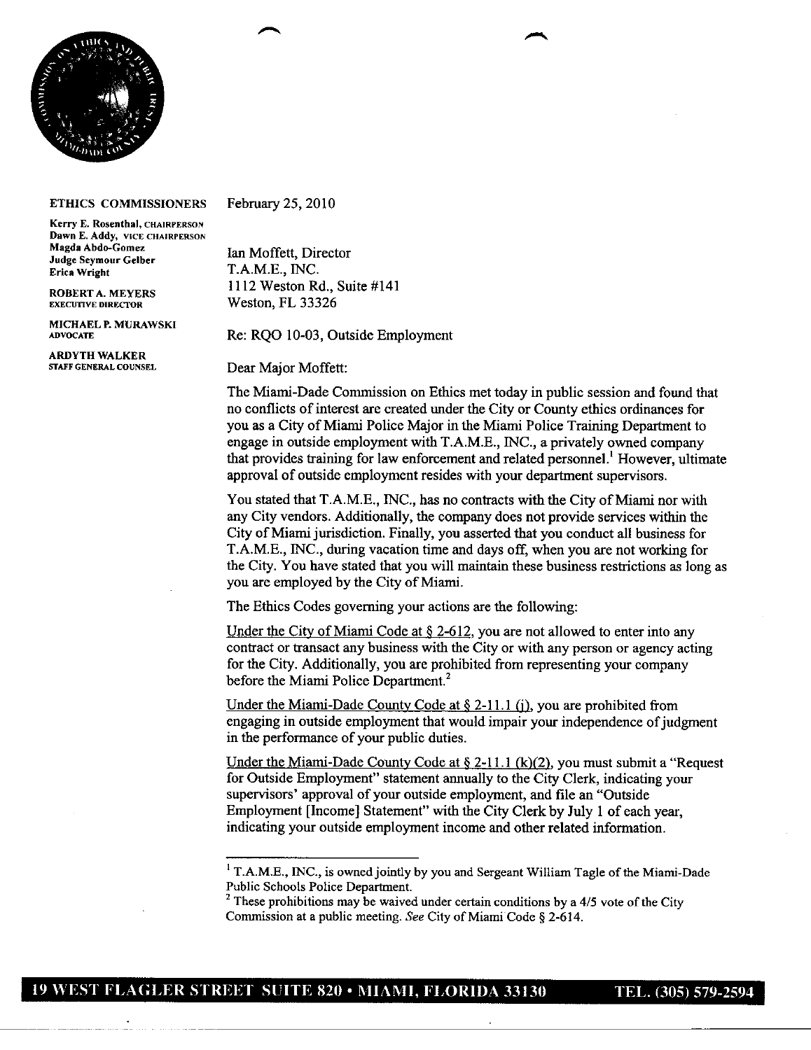**ETHICS COMMISSIONERS**

Kerry E. Rosenthal, CHAIRPERSON
Dawn E. Addy, VICE CHAIRPERSON
Magda Abdo-Gomez
Judge Seymour Gelber
Erica Wright

ROBERT A. MEYERS
EXECUTIVE DIRECTOR

MICHAEL P. MURAWSKI
ADVOCATE

ARDYTH WALKER
STAFF GENERAL COUNSEL

February 25, 2010

Ian Moffett, Director
T.A.M.E., INC.
1112 Weston Rd., Suite #141
Weston, FL 33326

Re: RQO 10-03, Outside Employment

Dear Major Moffett:

The Miami-Dade Commission on Ethics met today in public session and found that no conflicts of interest are created under the City or County ethics ordinances for you as a City of Miami Police Major in the Miami Police Training Department to engage in outside employment with T.A.M.E., INC., a privately owned company that provides training for law enforcement and related personnel.[1] However, ultimate approval of outside employment resides with your department supervisors.

You stated that T.A.M.E., INC., has no contracts with the City of Miami nor with any City vendors. Additionally, the company does not provide services within the City of Miami jurisdiction. Finally, you asserted that you conduct all business for T.A.M.E., INC., during vacation time and days off, when you are not working for the City. You have stated that you will maintain these business restrictions as long as you are employed by the City of Miami.

The Ethics Codes governing your actions are the following:

Under the City of Miami Code at § 2-612, you are not allowed to enter into any contract or transact any business with the City or with any person or agency acting for the City. Additionally, you are prohibited from representing your company before the Miami Police Department.[2]

Under the Miami-Dade County Code at § 2-11.1 (j), you are prohibited from engaging in outside employment that would impair your independence of judgment in the performance of your public duties.

Under the Miami-Dade County Code at § 2-11.1 (k)(2), you must submit a "Request for Outside Employment" statement annually to the City Clerk, indicating your supervisors' approval of your outside employment, and file an "Outside Employment [Income] Statement" with the City Clerk by July 1 of each year, indicating your outside employment income and other related information.

---

[1] T.A.M.E., INC., is owned jointly by you and Sergeant William Tagle of the Miami-Dade Public Schools Police Department.

[2] These prohibitions may be waived under certain conditions by a 4/5 vote of the City Commission at a public meeting. *See* City of Miami Code § 2-614.

19 WEST FLAGLER STREET SUITE 820 • MIAMI, FLORIDA 33130 TEL. (305) 579-2594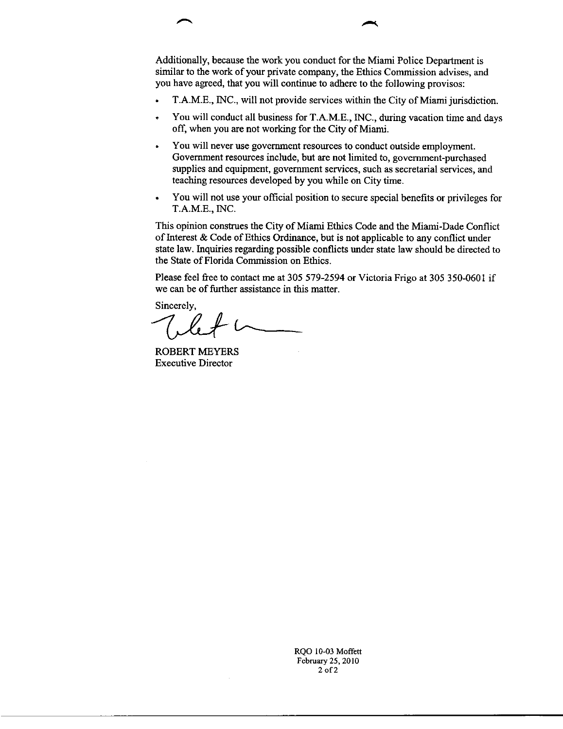Additionally, because the work you conduct for the Miami Police Department is similar to the work of your private company, the Ethics Commission advises, and you have agreed, that you will continue to adhere to the following provisos:

- T.A.M.E., INC., will not provide services within the City of Miami jurisdiction.
- You will conduct all business for T.A.M.E., INC., during vacation time and days off, when you are not working for the City of Miami.
- You will never use government resources to conduct outside employment. Government resources include, but are not limited to, government-purchased supplies and equipment, government services, such as secretarial services, and teaching resources developed by you while on City time.
- You will not use your official position to secure special benefits or privileges for T.A.M.E., INC.

This opinion construes the City of Miami Ethics Code and the Miami-Dade Conflict of Interest & Code of Ethics Ordinance, but is not applicable to any conflict under state law. Inquiries regarding possible conflicts under state law should be directed to the State of Florida Commission on Ethics.

Please feel free to contact me at 305 579-2594 or Victoria Frigo at 305 350-0601 if we can be of further assistance in this matter.

Sincerely,

ROBERT MEYERS
Executive Director

RQO 10-03 Moffett
February 25, 2010